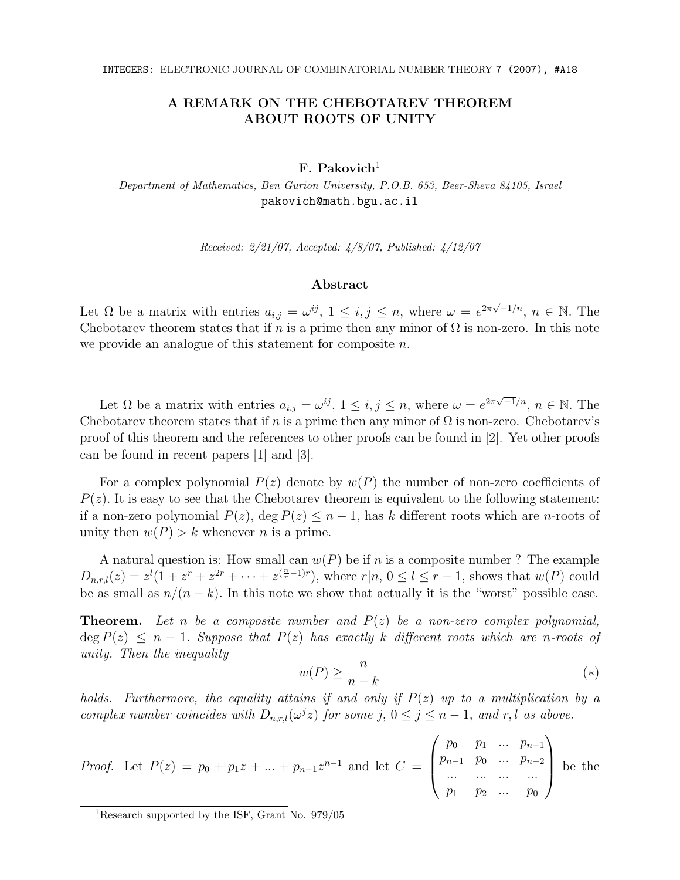# A REMARK ON THE CHEBOTAREV THEOREM ABOUT ROOTS OF UNITY

**F. Pakovich**[1]

*Department of Mathematics, Ben Gurion University, P.O.B. 653, Beer-Sheva 84105, Israel*
pakovich@math.bgu.ac.il

*Received: 2/21/07, Accepted: 4/8/07, Published: 4/12/07*

## Abstract

Let $\Omega$ be a matrix with entries $a_{i,j} = \omega^{ij}$, $1 \leq i, j \leq n$, where $\omega = e^{2\pi\sqrt{-1}/n}$, $n \in \mathbb{N}$. The Chebotarev theorem states that if $n$ is a prime then any minor of $\Omega$ is non-zero. In this note we provide an analogue of this statement for composite $n$.

Let $\Omega$ be a matrix with entries $a_{i,j} = \omega^{ij}$, $1 \leq i, j \leq n$, where $\omega = e^{2\pi\sqrt{-1}/n}$, $n \in \mathbb{N}$. The Chebotarev theorem states that if $n$ is a prime then any minor of $\Omega$ is non-zero. Chebotarev's proof of this theorem and the references to other proofs can be found in [2]. Yet other proofs can be found in recent papers [1] and [3].

For a complex polynomial $P(z)$ denote by $w(P)$ the number of non-zero coefficients of $P(z)$. It is easy to see that the Chebotarev theorem is equivalent to the following statement: if a non-zero polynomial $P(z)$, $\deg P(z) \leq n-1$, has $k$ different roots which are $n$-roots of unity then $w(P) > k$ whenever $n$ is a prime.

A natural question is: How small can $w(P)$ be if $n$ is a composite number ? The example $D_{n,r,l}(z) = z^l(1 + z^r + z^{2r} + \cdots + z^{(\frac{n}{r}-1)r})$, where $r|n$, $0 \leq l \leq r-1$, shows that $w(P)$ could be as small as $n/(n-k)$. In this note we show that actually it is the "worst" possible case.

**Theorem.** *Let $n$ be a composite number and $P(z)$ be a non-zero complex polynomial, $\deg P(z) \leq n-1$. Suppose that $P(z)$ has exactly $k$ different roots which are $n$-roots of unity. Then the inequality*

$$w(P) \geq \frac{n}{n-k} \tag{$*$}$$

*holds. Furthermore, the equality attains if and only if $P(z)$ up to a multiplication by a complex number coincides with $D_{n,r,l}(\omega^j z)$ for some $j$, $0 \leq j \leq n-1$, and $r, l$ as above.*

*Proof.* Let $P(z) = p_0 + p_1 z + \ldots + p_{n-1}z^{n-1}$ and let $C = \begin{pmatrix} p_0 & p_1 & \ldots & p_{n-1} \\ p_{n-1} & p_0 & \ldots & p_{n-2} \\ \ldots & \ldots & \ldots & \ldots \\ p_1 & p_2 & \ldots & p_0 \end{pmatrix}$ be the

[1] Research supported by the ISF, Grant No. 979/05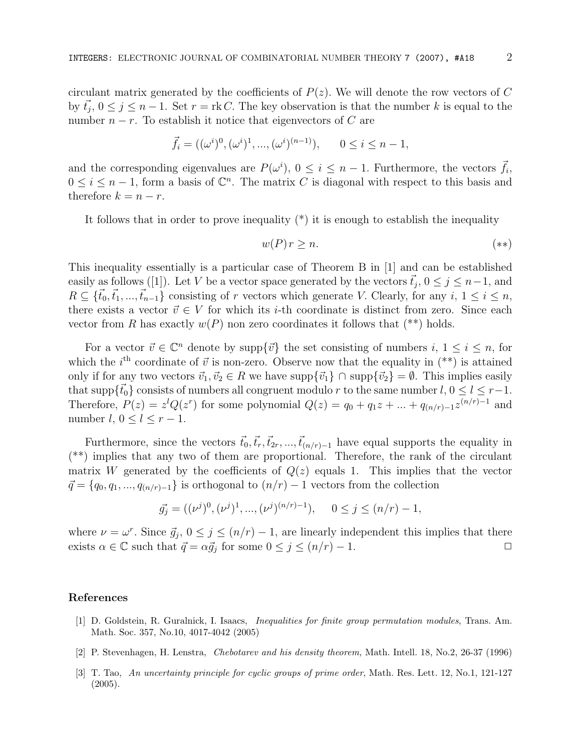circulant matrix generated by the coefficients of $P(z)$. We will denote the row vectors of $C$ by $\vec{t_j}$, $0 \leq j \leq n-1$. Set $r = \operatorname{rk} C$. The key observation is that the number $k$ is equal to the number $n - r$. To establish it notice that eigenvectors of $C$ are

$$\vec{f_i} = ((\omega^i)^0, (\omega^i)^1, ..., (\omega^i)^{(n-1)}), \qquad 0 \leq i \leq n-1,$$

and the corresponding eigenvalues are $P(\omega^i)$, $0 \leq i \leq n-1$. Furthermore, the vectors $\vec{f_i}$, $0 \leq i \leq n-1$, form a basis of $\mathbb{C}^n$. The matrix $C$ is diagonal with respect to this basis and therefore $k = n - r$.

It follows that in order to prove inequality (\*) it is enough to establish the inequality

$$w(P)\, r \geq n. \tag{$**$}$$

This inequality essentially is a particular case of Theorem B in [1] and can be established easily as follows ([1]). Let $V$ be a vector space generated by the vectors $\vec{t_j}$, $0 \leq j \leq n-1$, and $R \subseteq \{\vec{t_0}, \vec{t_1}, ..., \vec{t_{n-1}}\}$ consisting of $r$ vectors which generate $V$. Clearly, for any $i$, $1 \leq i \leq n$, there exists a vector $\vec{v} \in V$ for which its $i$-th coordinate is distinct from zero. Since each vector from $R$ has exactly $w(P)$ non zero coordinates it follows that (\*\*) holds.

For a vector $\vec{v} \in \mathbb{C}^n$ denote by $\operatorname{supp}\{\vec{v}\}$ the set consisting of numbers $i$, $1 \leq i \leq n$, for which the $i^{\text{th}}$ coordinate of $\vec{v}$ is non-zero. Observe now that the equality in (\*\*) is attained only if for any two vectors $\vec{v}_1, \vec{v}_2 \in R$ we have $\operatorname{supp}\{\vec{v}_1\} \cap \operatorname{supp}\{\vec{v}_2\} = \emptyset$. This implies easily that $\operatorname{supp}\{\vec{t_0}\}$ consists of numbers all congruent modulo $r$ to the same number $l$, $0 \leq l \leq r-1$. Therefore, $P(z) = z^l Q(z^r)$ for some polynomial $Q(z) = q_0 + q_1 z + ... + q_{(n/r)-1} z^{(n/r)-1}$ and number $l$, $0 \leq l \leq r-1$.

Furthermore, since the vectors $\vec{t_0}, \vec{t_r}, \vec{t_{2r}}, ..., \vec{t}_{(n/r)-1}$ have equal supports the equality in (\*\*) implies that any two of them are proportional. Therefore, the rank of the circulant matrix $W$ generated by the coefficients of $Q(z)$ equals 1. This implies that the vector $\vec{q} = \{q_0, q_1, ..., q_{(n/r)-1}\}$ is orthogonal to $(n/r) - 1$ vectors from the collection

$$\vec{g_j} = ((\nu^j)^0, (\nu^j)^1, ..., (\nu^j)^{(n/r)-1}), \qquad 0 \leq j \leq (n/r) - 1,$$

where $\nu = \omega^r$. Since $\vec{g}_j$, $0 \leq j \leq (n/r) - 1$, are linearly independent this implies that there exists $\alpha \in \mathbb{C}$ such that $\vec{q} = \alpha \vec{g}_j$ for some $0 \leq j \leq (n/r) - 1$. □

## References

[1] D. Goldstein, R. Guralnick, I. Isaacs, *Inequalities for finite group permutation modules*, Trans. Am. Math. Soc. 357, No.10, 4017-4042 (2005)

[2] P. Stevenhagen, H. Lenstra, *Chebotarev and his density theorem,* Math. Intell. 18, No.2, 26-37 (1996)

[3] T. Tao, *An uncertainty principle for cyclic groups of prime order*, Math. Res. Lett. 12, No.1, 121-127 (2005).